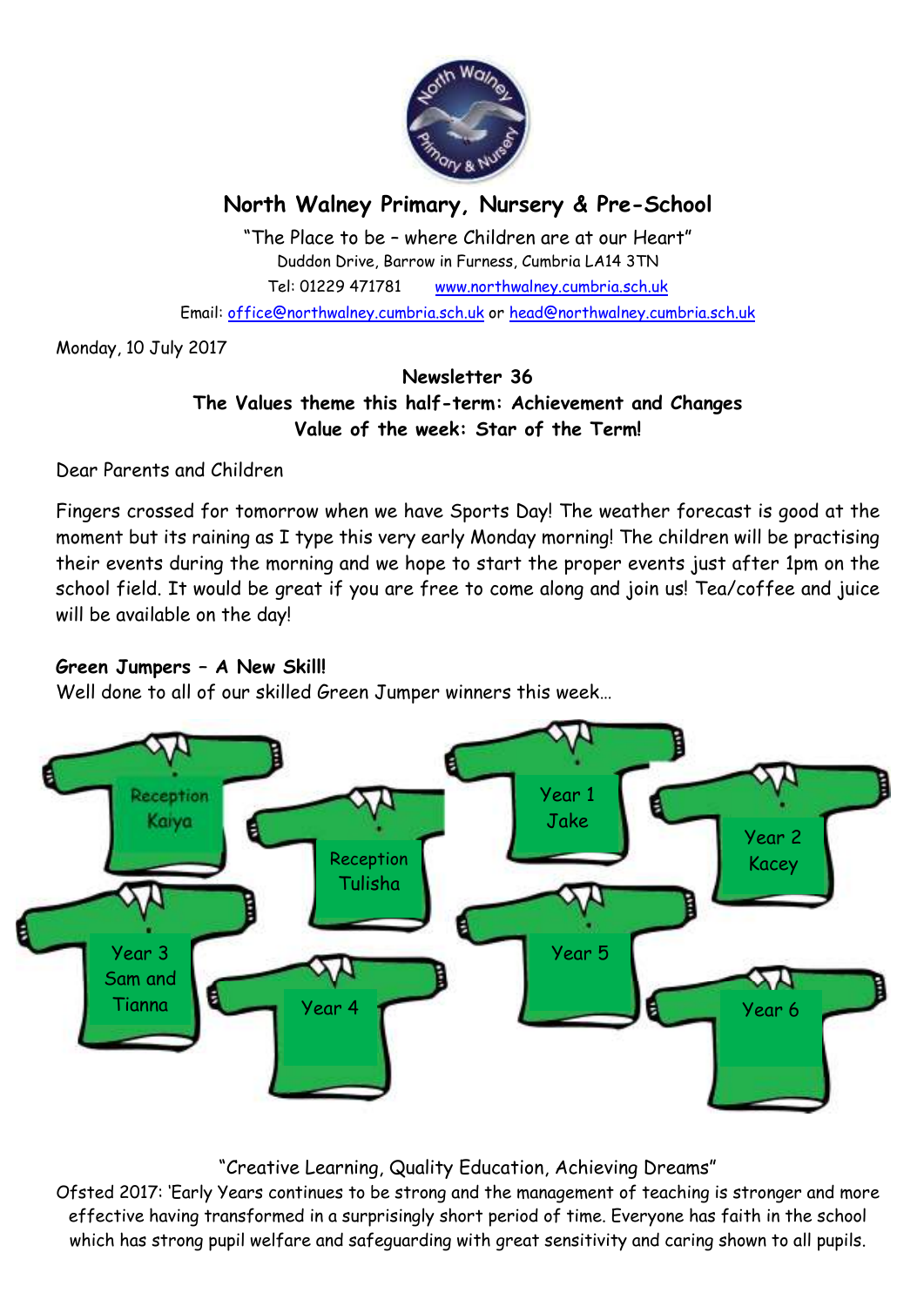# North Walney Primary, Nursery & Pre-School

"The Place to be – where Children are at our Heart"
Duddon Drive, Barrow in Furness, Cumbria LA14 3TN
Tel: 01229 471781 www.northwalney.cumbria.sch.uk
Email: office@northwalney.cumbria.sch.uk or head@northwalney.cumbria.sch.uk

Monday, 10 July 2017

**Newsletter 36**
**The Values theme this half-term: Achievement and Changes**
**Value of the week: Star of the Term!**

Dear Parents and Children

Fingers crossed for tomorrow when we have Sports Day! The weather forecast is good at the moment but its raining as I type this very early Monday morning! The children will be practising their events during the morning and we hope to start the proper events just after 1pm on the school field. It would be great if you are free to come along and join us! Tea/coffee and juice will be available on the day!

**Green Jumpers – A New Skill!**
Well done to all of our skilled Green Jumper winners this week…

Reception Kaiya
Reception Tulisha
Year 1 Jake
Year 2 Kacey
Year 3 Sam and Tianna
Year 4
Year 5
Year 6

"Creative Learning, Quality Education, Achieving Dreams"
Ofsted 2017: 'Early Years continues to be strong and the management of teaching is stronger and more effective having transformed in a surprisingly short period of time. Everyone has faith in the school which has strong pupil welfare and safeguarding with great sensitivity and caring shown to all pupils.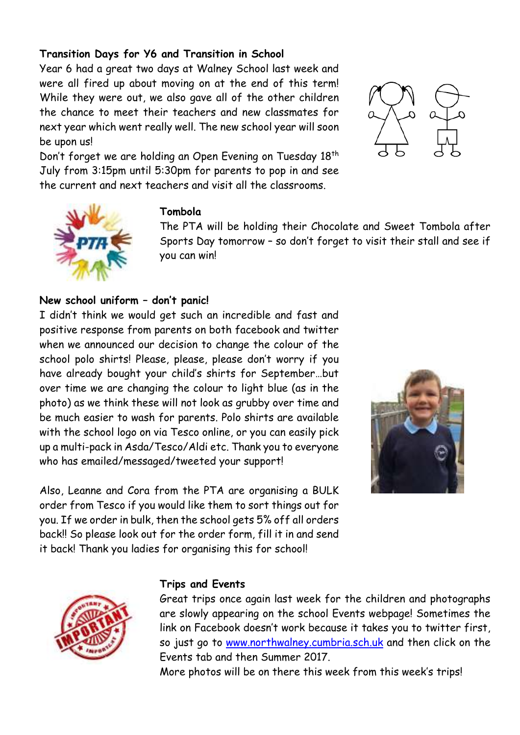## Transition Days for Y6 and Transition in School

Year 6 had a great two days at Walney School last week and were all fired up about moving on at the end of this term! While they were out, we also gave all of the other children the chance to meet their teachers and new classmates for next year which went really well. The new school year will soon be upon us!

Don't forget we are holding an Open Evening on Tuesday 18th July from 3:15pm until 5:30pm for parents to pop in and see the current and next teachers and visit all the classrooms.

## Tombola

The PTA will be holding their Chocolate and Sweet Tombola after Sports Day tomorrow – so don't forget to visit their stall and see if you can win!

## New school uniform – don't panic!

I didn't think we would get such an incredible and fast and positive response from parents on both facebook and twitter when we announced our decision to change the colour of the school polo shirts! Please, please, please don't worry if you have already bought your child's shirts for September…but over time we are changing the colour to light blue (as in the photo) as we think these will not look as grubby over time and be much easier to wash for parents. Polo shirts are available with the school logo on via Tesco online, or you can easily pick up a multi-pack in Asda/Tesco/Aldi etc. Thank you to everyone who has emailed/messaged/tweeted your support!

Also, Leanne and Cora from the PTA are organising a BULK order from Tesco if you would like them to sort things out for you. If we order in bulk, then the school gets 5% off all orders back!! So please look out for the order form, fill it in and send it back! Thank you ladies for organising this for school!

## Trips and Events

Great trips once again last week for the children and photographs are slowly appearing on the school Events webpage! Sometimes the link on Facebook doesn't work because it takes you to twitter first, so just go to www.northwalney.cumbria.sch.uk and then click on the Events tab and then Summer 2017.

More photos will be on there this week from this week's trips!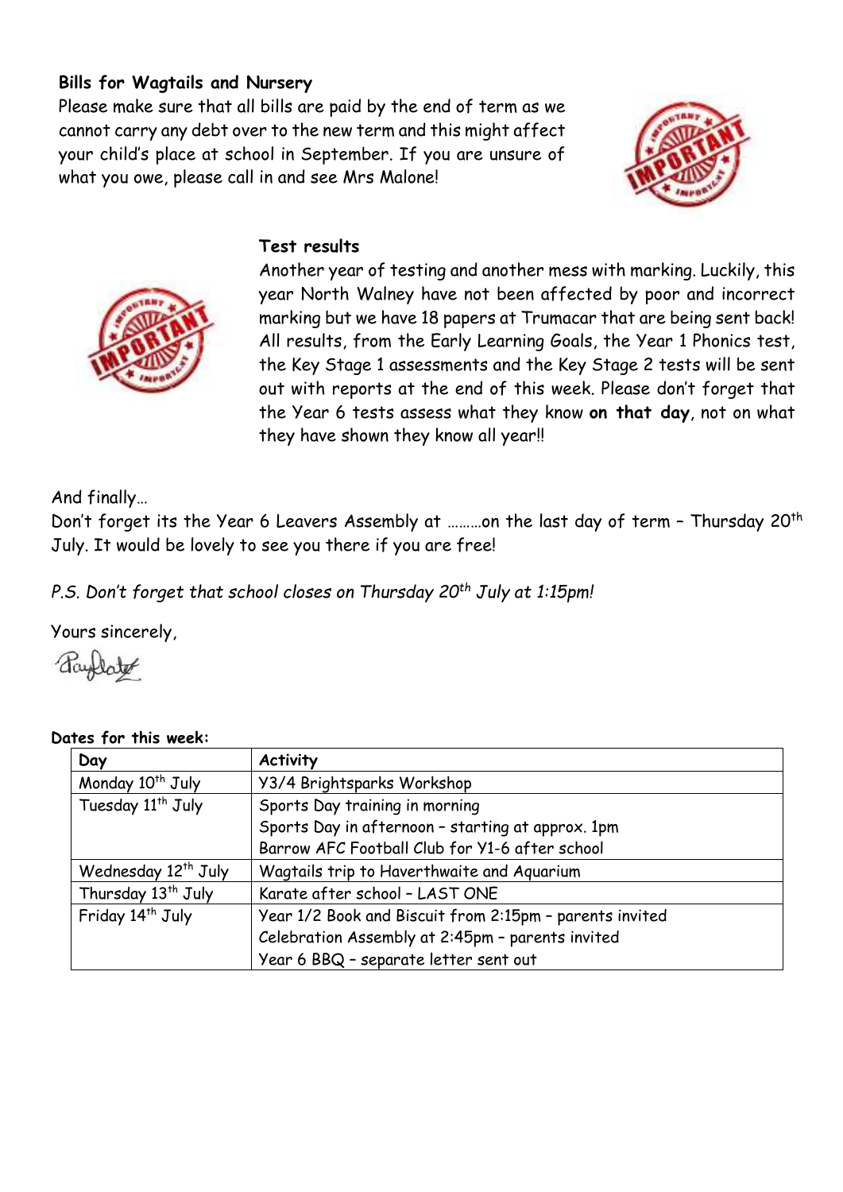**Bills for Wagtails and Nursery**

Please make sure that all bills are paid by the end of term as we cannot carry any debt over to the new term and this might affect your child's place at school in September. If you are unsure of what you owe, please call in and see Mrs Malone!

**Test results**

Another year of testing and another mess with marking. Luckily, this year North Walney have not been affected by poor and incorrect marking but we have 18 papers at Trumacar that are being sent back! All results, from the Early Learning Goals, the Year 1 Phonics test, the Key Stage 1 assessments and the Key Stage 2 tests will be sent out with reports at the end of this week. Please don't forget that the Year 6 tests assess what they know **on that day**, not on what they have shown they know all year!!

And finally…

Don't forget its the Year 6 Leavers Assembly at ………on the last day of term – Thursday 20th July. It would be lovely to see you there if you are free!

*P.S. Don't forget that school closes on Thursday 20th July at 1:15pm!*

Yours sincerely,

**Dates for this week:**

| Day | Activity |
|---|---|
| Monday 10th July | Y3/4 Brightsparks Workshop |
| Tuesday 11th July | Sports Day training in morning<br>Sports Day in afternoon – starting at approx. 1pm<br>Barrow AFC Football Club for Y1-6 after school |
| Wednesday 12th July | Wagtails trip to Haverthwaite and Aquarium |
| Thursday 13th July | Karate after school – LAST ONE |
| Friday 14th July | Year 1/2 Book and Biscuit from 2:15pm – parents invited<br>Celebration Assembly at 2:45pm – parents invited<br>Year 6 BBQ – separate letter sent out |